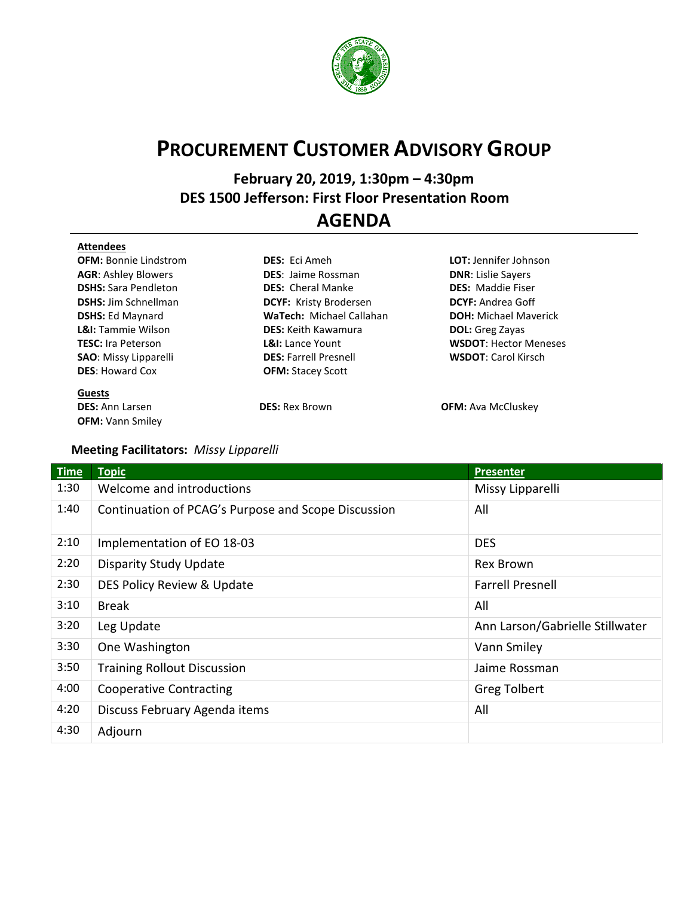# PROCUREMENT CUSTOMER ADVISORY GROUP

## February 20, 2019, 1:30pm – 4:30pm
## DES 1500 Jefferson: First Floor Presentation Room

# AGENDA

**Attendees**

**OFM:** Bonnie Lindstrom
**AGR**: Ashley Blowers
**DSHS:** Sara Pendleton
**DSHS:** Jim Schnellman
**DSHS:** Ed Maynard
**L&I:** Tammie Wilson
**TESC:** Ira Peterson
**SAO**: Missy Lipparelli
**DES**: Howard Cox
**DES:** Eci Ameh
**DES**: Jaime Rossman
**DES:** Cheral Manke
**DCYF:** Kristy Brodersen
**WaTech:** Michael Callahan
**DES:** Keith Kawamura
**L&I:** Lance Yount
**DES:** Farrell Presnell
**OFM:** Stacey Scott
**LOT:** Jennifer Johnson
**DNR**: Lislie Sayers
**DES:** Maddie Fiser
**DCYF:** Andrea Goff
**DOH:** Michael Maverick
**DOL:** Greg Zayas
**WSDOT**: Hector Meneses
**WSDOT**: Carol Kirsch

**Guests**

**DES:** Ann Larsen
**OFM:** Vann Smiley
**DES:** Rex Brown
**OFM:** Ava McCluskey

**Meeting Facilitators:** *Missy Lipparelli*

| Time | Topic | Presenter |
|---|---|---|
| 1:30 | Welcome and introductions | Missy Lipparelli |
| 1:40 | Continuation of PCAG's Purpose and Scope Discussion | All |
| 2:10 | Implementation of EO 18-03 | DES |
| 2:20 | Disparity Study Update | Rex Brown |
| 2:30 | DES Policy Review & Update | Farrell Presnell |
| 3:10 | Break | All |
| 3:20 | Leg Update | Ann Larson/Gabrielle Stillwater |
| 3:30 | One Washington | Vann Smiley |
| 3:50 | Training Rollout Discussion | Jaime Rossman |
| 4:00 | Cooperative Contracting | Greg Tolbert |
| 4:20 | Discuss February Agenda items | All |
| 4:30 | Adjourn | |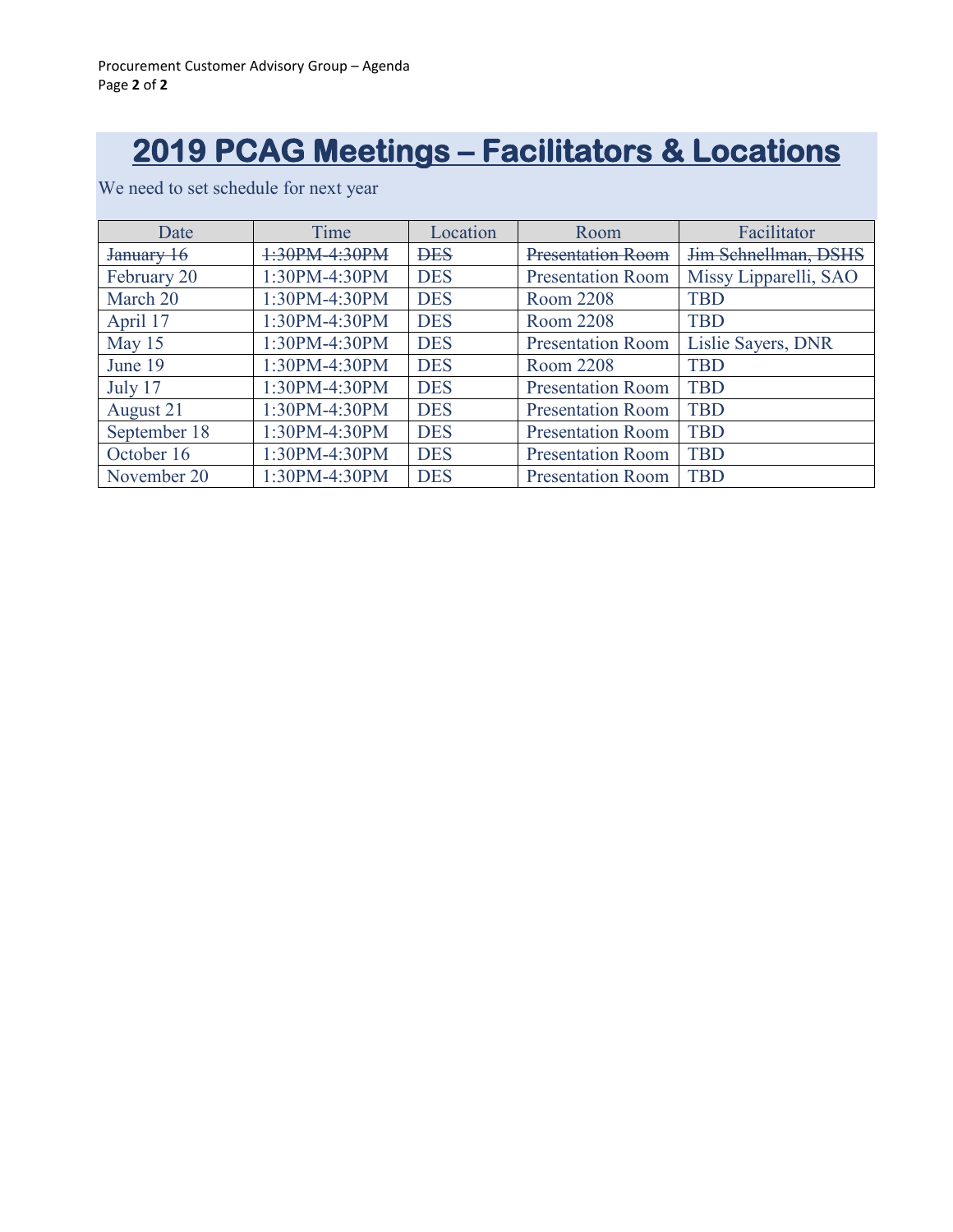# 2019 PCAG Meetings – Facilitators & Locations

We need to set schedule for next year

| Date | Time | Location | Room | Facilitator |
|---|---|---|---|---|
| ~~January 16~~ | ~~1:30PM-4:30PM~~ | ~~DES~~ | ~~Presentation Room~~ | ~~Jim Schnellman, DSHS~~ |
| February 20 | 1:30PM-4:30PM | DES | Presentation Room | Missy Lipparelli, SAO |
| March 20 | 1:30PM-4:30PM | DES | Room 2208 | TBD |
| April 17 | 1:30PM-4:30PM | DES | Room 2208 | TBD |
| May 15 | 1:30PM-4:30PM | DES | Presentation Room | Lislie Sayers, DNR |
| June 19 | 1:30PM-4:30PM | DES | Room 2208 | TBD |
| July 17 | 1:30PM-4:30PM | DES | Presentation Room | TBD |
| August 21 | 1:30PM-4:30PM | DES | Presentation Room | TBD |
| September 18 | 1:30PM-4:30PM | DES | Presentation Room | TBD |
| October 16 | 1:30PM-4:30PM | DES | Presentation Room | TBD |
| November 20 | 1:30PM-4:30PM | DES | Presentation Room | TBD |